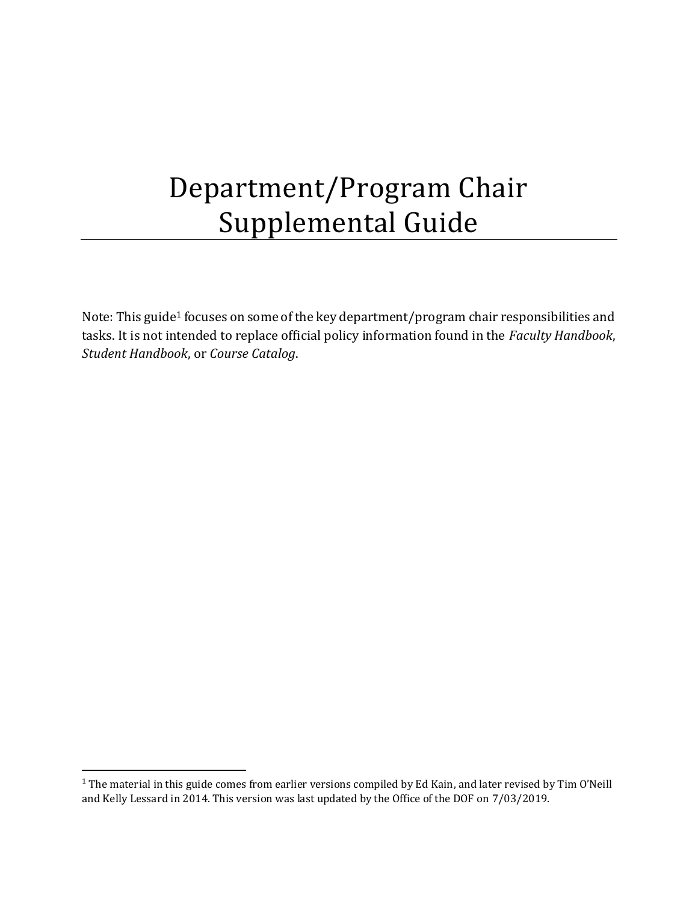# Department/Program Chair Supplemental Guide

Note: This guide[1] focuses on some of the key department/program chair responsibilities and tasks. It is not intended to replace official policy information found in the *Faculty Handbook*, *Student Handbook*, or *Course Catalog*.

---

[1] The material in this guide comes from earlier versions compiled by Ed Kain, and later revised by Tim O'Neill and Kelly Lessard in 2014. This version was last updated by the Office of the DOF on 7/03/2019.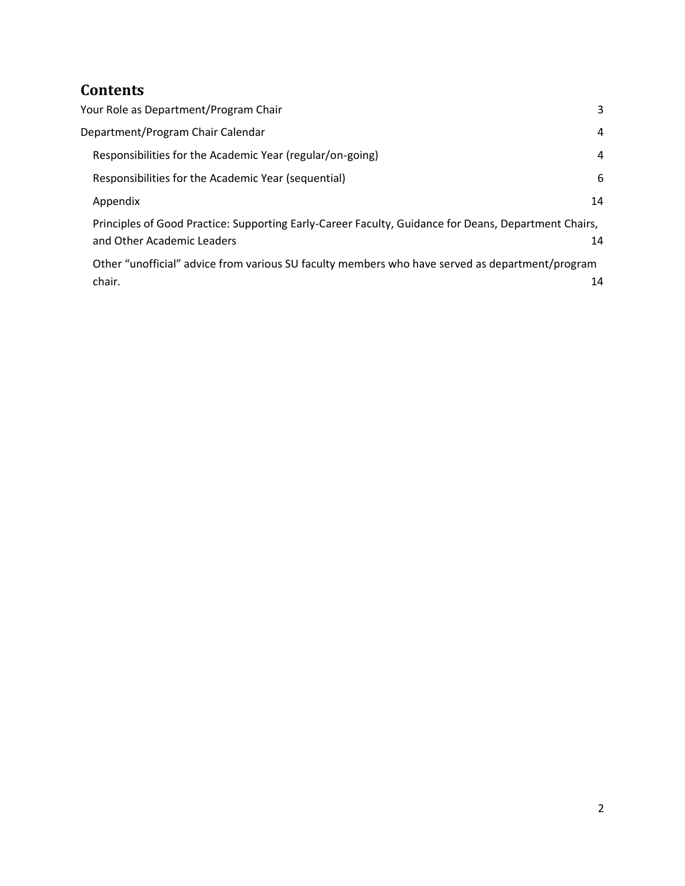## Contents

- Your Role as Department/Program Chair 3
- Department/Program Chair Calendar 4
  - Responsibilities for the Academic Year (regular/on-going) 4
  - Responsibilities for the Academic Year (sequential) 6
  - Appendix 14
  - Principles of Good Practice: Supporting Early-Career Faculty, Guidance for Deans, Department Chairs, and Other Academic Leaders 14
  - Other "unofficial" advice from various SU faculty members who have served as department/program chair. 14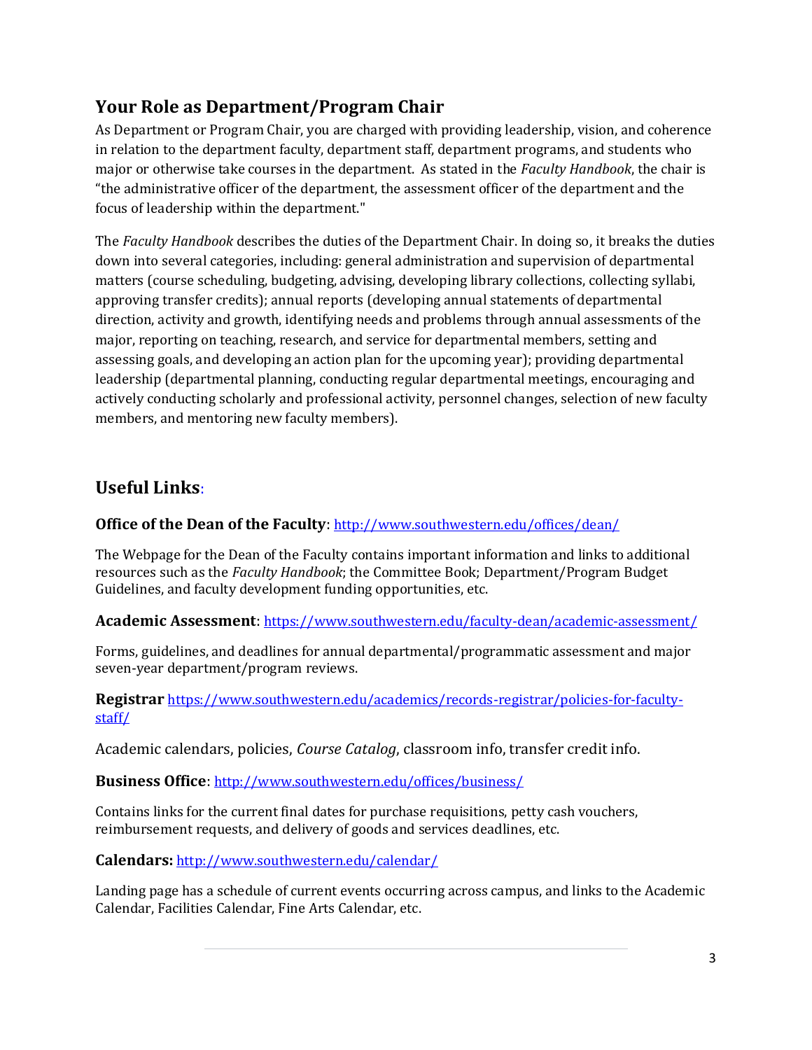## Your Role as Department/Program Chair

As Department or Program Chair, you are charged with providing leadership, vision, and coherence in relation to the department faculty, department staff, department programs, and students who major or otherwise take courses in the department. As stated in the *Faculty Handbook*, the chair is "the administrative officer of the department, the assessment officer of the department and the focus of leadership within the department."

The *Faculty Handbook* describes the duties of the Department Chair. In doing so, it breaks the duties down into several categories, including: general administration and supervision of departmental matters (course scheduling, budgeting, advising, developing library collections, collecting syllabi, approving transfer credits); annual reports (developing annual statements of departmental direction, activity and growth, identifying needs and problems through annual assessments of the major, reporting on teaching, research, and service for departmental members, setting and assessing goals, and developing an action plan for the upcoming year); providing departmental leadership (departmental planning, conducting regular departmental meetings, encouraging and actively conducting scholarly and professional activity, personnel changes, selection of new faculty members, and mentoring new faculty members).

## Useful Links:

### Office of the Dean of the Faculty: http://www.southwestern.edu/offices/dean/

The Webpage for the Dean of the Faculty contains important information and links to additional resources such as the *Faculty Handbook*; the Committee Book; Department/Program Budget Guidelines, and faculty development funding opportunities, etc.

### Academic Assessment: https://www.southwestern.edu/faculty-dean/academic-assessment/

Forms, guidelines, and deadlines for annual departmental/programmatic assessment and major seven-year department/program reviews.

### Registrar https://www.southwestern.edu/academics/records-registrar/policies-for-faculty-staff/

Academic calendars, policies, *Course Catalog*, classroom info, transfer credit info.

### Business Office: http://www.southwestern.edu/offices/business/

Contains links for the current final dates for purchase requisitions, petty cash vouchers, reimbursement requests, and delivery of goods and services deadlines, etc.

### Calendars: http://www.southwestern.edu/calendar/

Landing page has a schedule of current events occurring across campus, and links to the Academic Calendar, Facilities Calendar, Fine Arts Calendar, etc.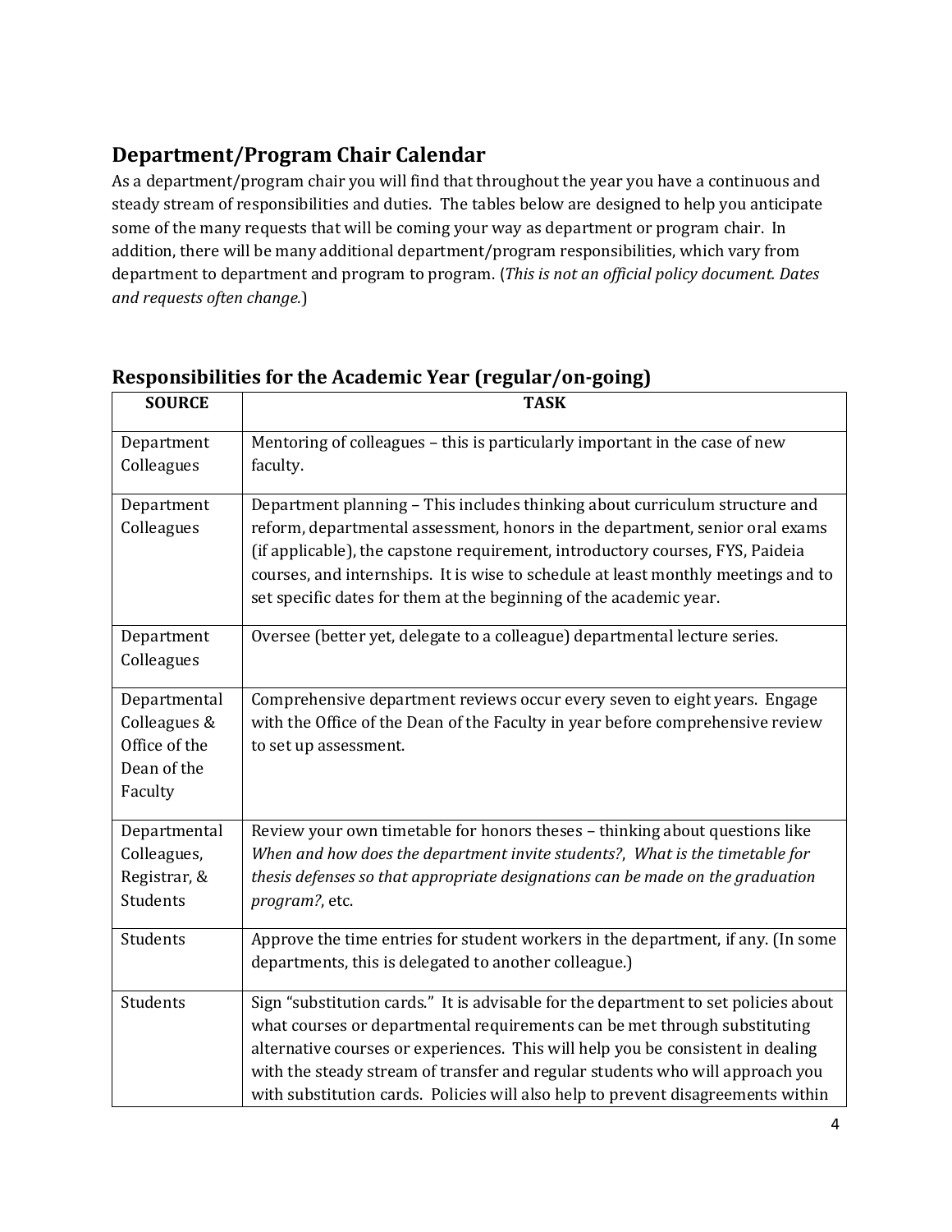## Department/Program Chair Calendar

As a department/program chair you will find that throughout the year you have a continuous and steady stream of responsibilities and duties. The tables below are designed to help you anticipate some of the many requests that will be coming your way as department or program chair. In addition, there will be many additional department/program responsibilities, which vary from department to department and program to program. (*This is not an official policy document. Dates and requests often change.*)

## Responsibilities for the Academic Year (regular/on-going)

| SOURCE | TASK |
|---|---|
| Department Colleagues | Mentoring of colleagues – this is particularly important in the case of new faculty. |
| Department Colleagues | Department planning – This includes thinking about curriculum structure and reform, departmental assessment, honors in the department, senior oral exams (if applicable), the capstone requirement, introductory courses, FYS, Paideia courses, and internships. It is wise to schedule at least monthly meetings and to set specific dates for them at the beginning of the academic year. |
| Department Colleagues | Oversee (better yet, delegate to a colleague) departmental lecture series. |
| Departmental Colleagues & Office of the Dean of the Faculty | Comprehensive department reviews occur every seven to eight years. Engage with the Office of the Dean of the Faculty in year before comprehensive review to set up assessment. |
| Departmental Colleagues, Registrar, & Students | Review your own timetable for honors theses – thinking about questions like *When and how does the department invite students?*, *What is the timetable for thesis defenses so that appropriate designations can be made on the graduation program?*, etc. |
| Students | Approve the time entries for student workers in the department, if any. (In some departments, this is delegated to another colleague.) |
| Students | Sign "substitution cards." It is advisable for the department to set policies about what courses or departmental requirements can be met through substituting alternative courses or experiences. This will help you be consistent in dealing with the steady stream of transfer and regular students who will approach you with substitution cards. Policies will also help to prevent disagreements within |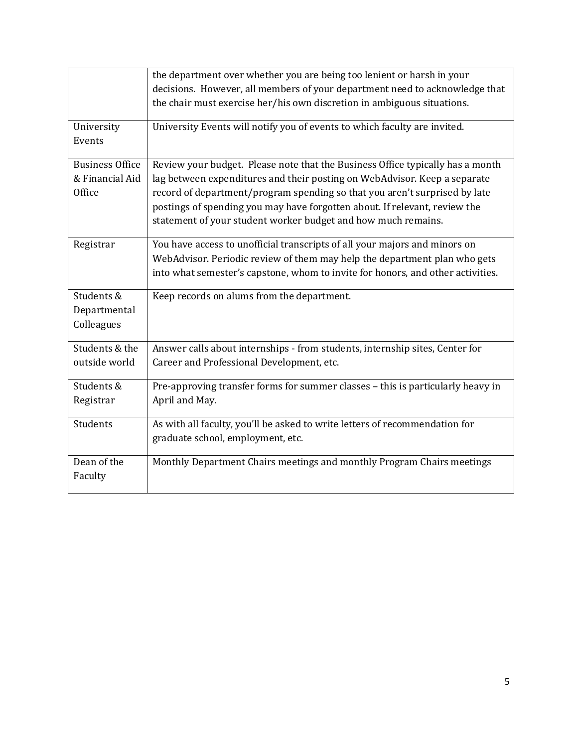| | |
|---|---|
| | the department over whether you are being too lenient or harsh in your decisions. However, all members of your department need to acknowledge that the chair must exercise her/his own discretion in ambiguous situations. |
| University Events | University Events will notify you of events to which faculty are invited. |
| Business Office & Financial Aid Office | Review your budget. Please note that the Business Office typically has a month lag between expenditures and their posting on WebAdvisor. Keep a separate record of department/program spending so that you aren't surprised by late postings of spending you may have forgotten about. If relevant, review the statement of your student worker budget and how much remains. |
| Registrar | You have access to unofficial transcripts of all your majors and minors on WebAdvisor. Periodic review of them may help the department plan who gets into what semester's capstone, whom to invite for honors, and other activities. |
| Students & Departmental Colleagues | Keep records on alums from the department. |
| Students & the outside world | Answer calls about internships - from students, internship sites, Center for Career and Professional Development, etc. |
| Students & Registrar | Pre-approving transfer forms for summer classes – this is particularly heavy in April and May. |
| Students | As with all faculty, you'll be asked to write letters of recommendation for graduate school, employment, etc. |
| Dean of the Faculty | Monthly Department Chairs meetings and monthly Program Chairs meetings |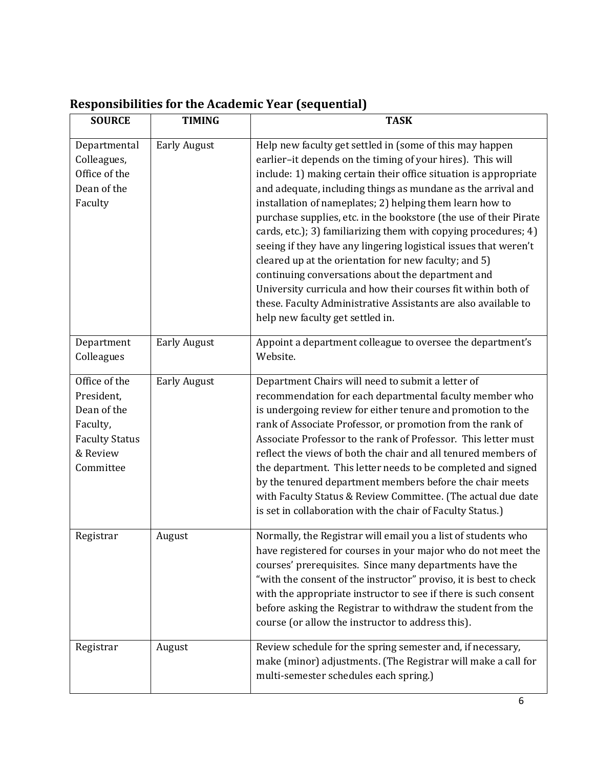## Responsibilities for the Academic Year (sequential)

| SOURCE | TIMING | TASK |
|---|---|---|
| Departmental Colleagues, Office of the Dean of the Faculty | Early August | Help new faculty get settled in (some of this may happen earlier–it depends on the timing of your hires). This will include: 1) making certain their office situation is appropriate and adequate, including things as mundane as the arrival and installation of nameplates; 2) helping them learn how to purchase supplies, etc. in the bookstore (the use of their Pirate cards, etc.); 3) familiarizing them with copying procedures; 4) seeing if they have any lingering logistical issues that weren't cleared up at the orientation for new faculty; and 5) continuing conversations about the department and University curricula and how their courses fit within both of these. Faculty Administrative Assistants are also available to help new faculty get settled in. |
| Department Colleagues | Early August | Appoint a department colleague to oversee the department's Website. |
| Office of the President, Dean of the Faculty, Faculty Status & Review Committee | Early August | Department Chairs will need to submit a letter of recommendation for each departmental faculty member who is undergoing review for either tenure and promotion to the rank of Associate Professor, or promotion from the rank of Associate Professor to the rank of Professor. This letter must reflect the views of both the chair and all tenured members of the department. This letter needs to be completed and signed by the tenured department members before the chair meets with Faculty Status & Review Committee. (The actual due date is set in collaboration with the chair of Faculty Status.) |
| Registrar | August | Normally, the Registrar will email you a list of students who have registered for courses in your major who do not meet the courses' prerequisites. Since many departments have the "with the consent of the instructor" proviso, it is best to check with the appropriate instructor to see if there is such consent before asking the Registrar to withdraw the student from the course (or allow the instructor to address this). |
| Registrar | August | Review schedule for the spring semester and, if necessary, make (minor) adjustments. (The Registrar will make a call for multi-semester schedules each spring.) |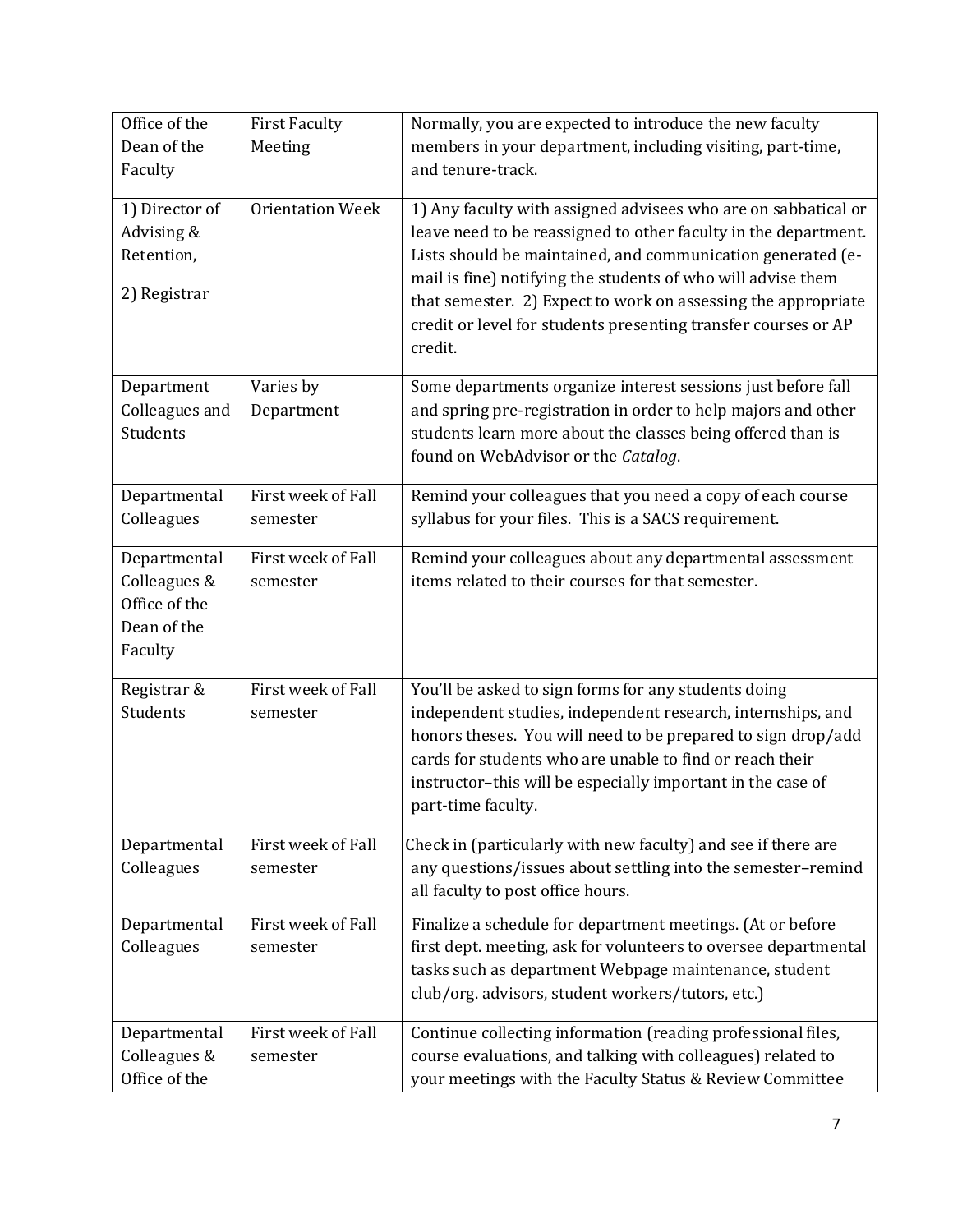| | | |
|---|---|---|
| Office of the Dean of the Faculty | First Faculty Meeting | Normally, you are expected to introduce the new faculty members in your department, including visiting, part-time, and tenure-track. |
| 1) Director of Advising & Retention, 2) Registrar | Orientation Week | 1) Any faculty with assigned advisees who are on sabbatical or leave need to be reassigned to other faculty in the department. Lists should be maintained, and communication generated (e-mail is fine) notifying the students of who will advise them that semester. 2) Expect to work on assessing the appropriate credit or level for students presenting transfer courses or AP credit. |
| Department Colleagues and Students | Varies by Department | Some departments organize interest sessions just before fall and spring pre-registration in order to help majors and other students learn more about the classes being offered than is found on WebAdvisor or the *Catalog*. |
| Departmental Colleagues | First week of Fall semester | Remind your colleagues that you need a copy of each course syllabus for your files. This is a SACS requirement. |
| Departmental Colleagues & Office of the Dean of the Faculty | First week of Fall semester | Remind your colleagues about any departmental assessment items related to their courses for that semester. |
| Registrar & Students | First week of Fall semester | You'll be asked to sign forms for any students doing independent studies, independent research, internships, and honors theses. You will need to be prepared to sign drop/add cards for students who are unable to find or reach their instructor–this will be especially important in the case of part-time faculty. |
| Departmental Colleagues | First week of Fall semester | Check in (particularly with new faculty) and see if there are any questions/issues about settling into the semester–remind all faculty to post office hours. |
| Departmental Colleagues | First week of Fall semester | Finalize a schedule for department meetings. (At or before first dept. meeting, ask for volunteers to oversee departmental tasks such as department Webpage maintenance, student club/org. advisors, student workers/tutors, etc.) |
| Departmental Colleagues & Office of the | First week of Fall semester | Continue collecting information (reading professional files, course evaluations, and talking with colleagues) related to your meetings with the Faculty Status & Review Committee |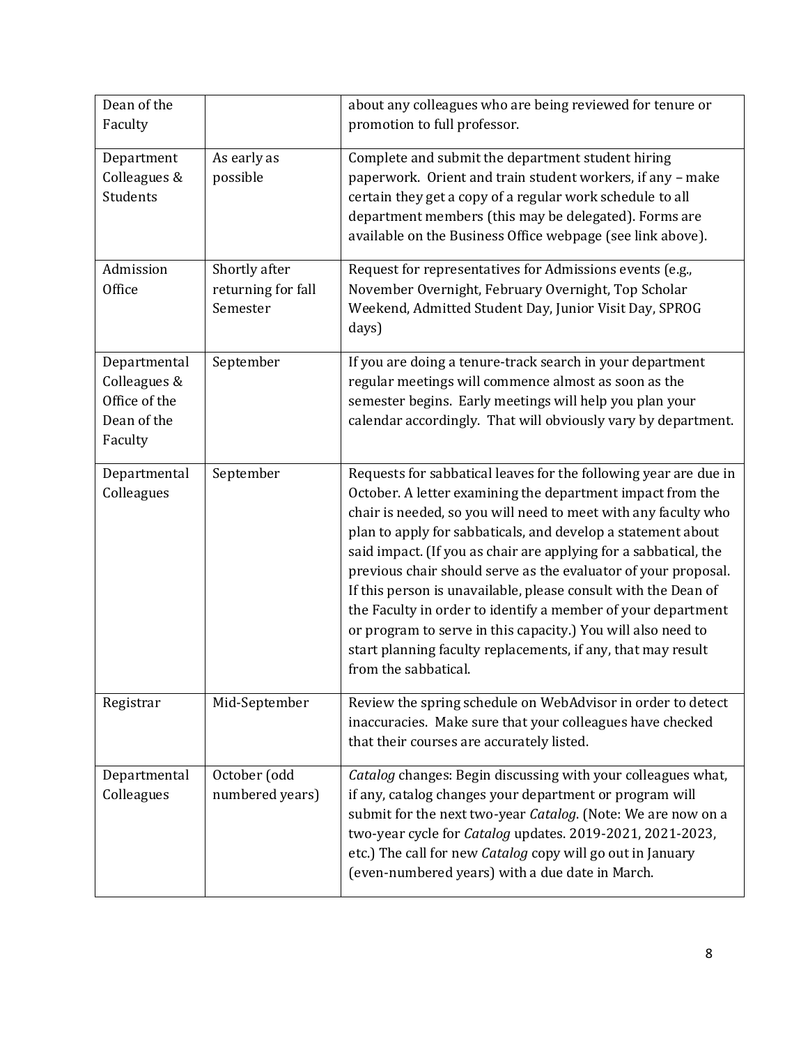| | | |
|---|---|---|
| Dean of the Faculty | | about any colleagues who are being reviewed for tenure or promotion to full professor. |
| Department Colleagues & Students | As early as possible | Complete and submit the department student hiring paperwork. Orient and train student workers, if any – make certain they get a copy of a regular work schedule to all department members (this may be delegated). Forms are available on the Business Office webpage (see link above). |
| Admission Office | Shortly after returning for fall Semester | Request for representatives for Admissions events (e.g., November Overnight, February Overnight, Top Scholar Weekend, Admitted Student Day, Junior Visit Day, SPROG days) |
| Departmental Colleagues & Office of the Dean of the Faculty | September | If you are doing a tenure-track search in your department regular meetings will commence almost as soon as the semester begins. Early meetings will help you plan your calendar accordingly. That will obviously vary by department. |
| Departmental Colleagues | September | Requests for sabbatical leaves for the following year are due in October. A letter examining the department impact from the chair is needed, so you will need to meet with any faculty who plan to apply for sabbaticals, and develop a statement about said impact. (If you as chair are applying for a sabbatical, the previous chair should serve as the evaluator of your proposal. If this person is unavailable, please consult with the Dean of the Faculty in order to identify a member of your department or program to serve in this capacity.) You will also need to start planning faculty replacements, if any, that may result from the sabbatical. |
| Registrar | Mid-September | Review the spring schedule on WebAdvisor in order to detect inaccuracies. Make sure that your colleagues have checked that their courses are accurately listed. |
| Departmental Colleagues | October (odd numbered years) | *Catalog* changes: Begin discussing with your colleagues what, if any, catalog changes your department or program will submit for the next two-year *Catalog*. (Note: We are now on a two-year cycle for *Catalog* updates. 2019-2021, 2021-2023, etc.) The call for new *Catalog* copy will go out in January (even-numbered years) with a due date in March. |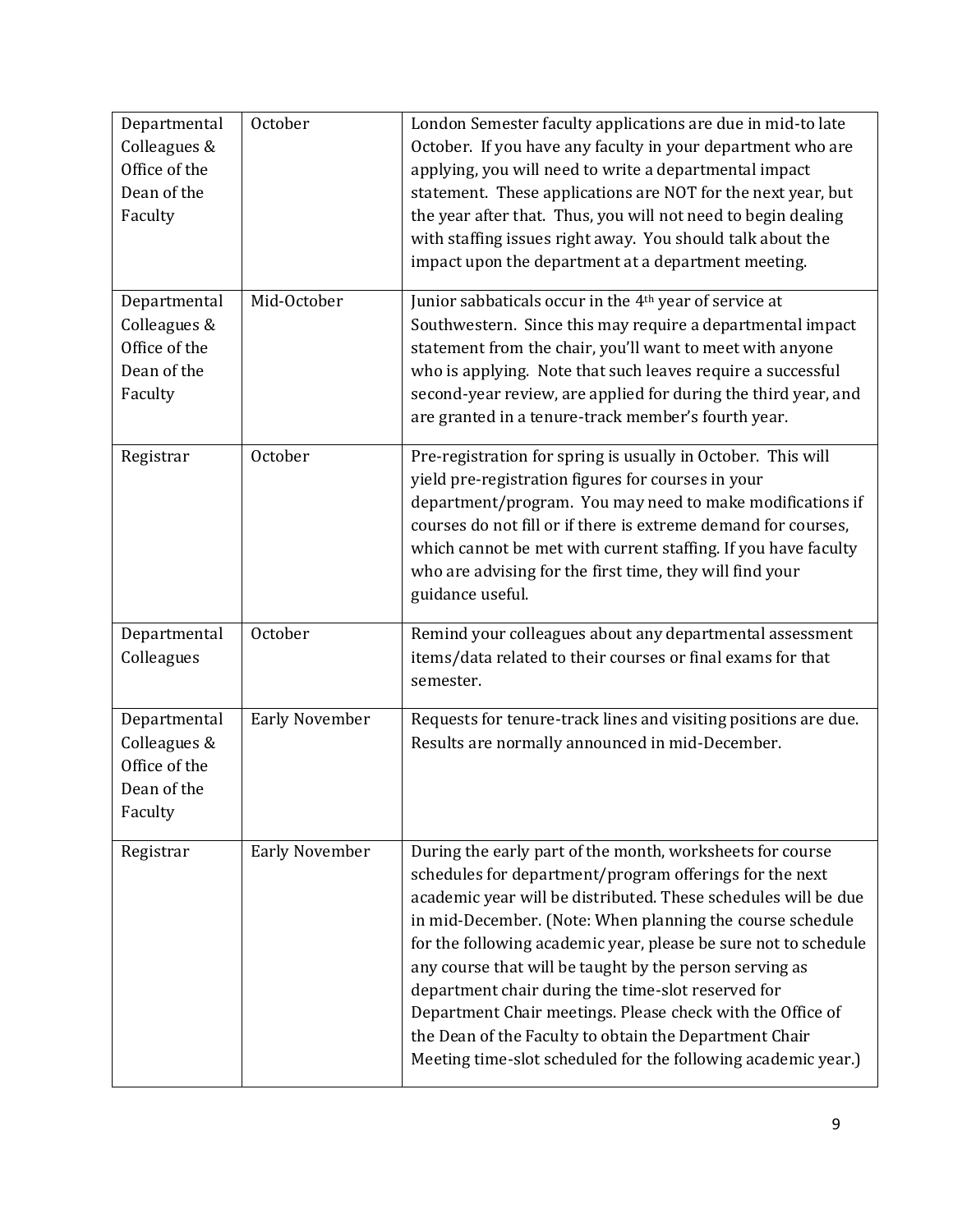| Departmental Colleagues & Office of the Dean of the Faculty | October | London Semester faculty applications are due in mid-to late October. If you have any faculty in your department who are applying, you will need to write a departmental impact statement. These applications are NOT for the next year, but the year after that. Thus, you will not need to begin dealing with staffing issues right away. You should talk about the impact upon the department at a department meeting. |
|---|---|---|
| Departmental Colleagues & Office of the Dean of the Faculty | Mid-October | Junior sabbaticals occur in the 4th year of service at Southwestern. Since this may require a departmental impact statement from the chair, you'll want to meet with anyone who is applying. Note that such leaves require a successful second-year review, are applied for during the third year, and are granted in a tenure-track member's fourth year. |
| Registrar | October | Pre-registration for spring is usually in October. This will yield pre-registration figures for courses in your department/program. You may need to make modifications if courses do not fill or if there is extreme demand for courses, which cannot be met with current staffing. If you have faculty who are advising for the first time, they will find your guidance useful. |
| Departmental Colleagues | October | Remind your colleagues about any departmental assessment items/data related to their courses or final exams for that semester. |
| Departmental Colleagues & Office of the Dean of the Faculty | Early November | Requests for tenure-track lines and visiting positions are due. Results are normally announced in mid-December. |
| Registrar | Early November | During the early part of the month, worksheets for course schedules for department/program offerings for the next academic year will be distributed. These schedules will be due in mid-December. (Note: When planning the course schedule for the following academic year, please be sure not to schedule any course that will be taught by the person serving as department chair during the time-slot reserved for Department Chair meetings. Please check with the Office of the Dean of the Faculty to obtain the Department Chair Meeting time-slot scheduled for the following academic year.) |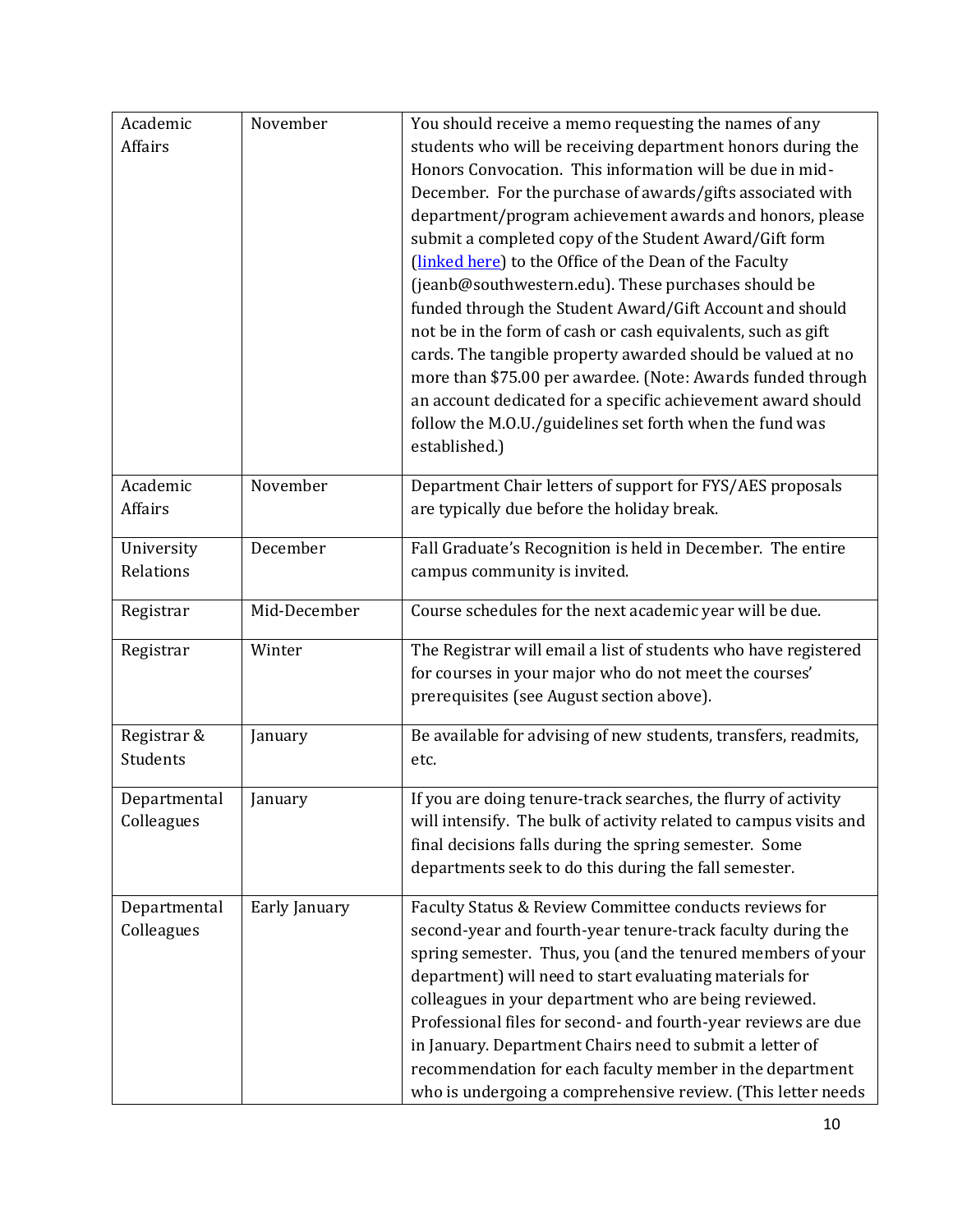| | | |
|---|---|---|
| Academic Affairs | November | You should receive a memo requesting the names of any students who will be receiving department honors during the Honors Convocation. This information will be due in mid-December. For the purchase of awards/gifts associated with department/program achievement awards and honors, please submit a completed copy of the Student Award/Gift form (linked here) to the Office of the Dean of the Faculty (jeanb@southwestern.edu). These purchases should be funded through the Student Award/Gift Account and should not be in the form of cash or cash equivalents, such as gift cards. The tangible property awarded should be valued at no more than $75.00 per awardee. (Note: Awards funded through an account dedicated for a specific achievement award should follow the M.O.U./guidelines set forth when the fund was established.) |
| Academic Affairs | November | Department Chair letters of support for FYS/AES proposals are typically due before the holiday break. |
| University Relations | December | Fall Graduate's Recognition is held in December. The entire campus community is invited. |
| Registrar | Mid-December | Course schedules for the next academic year will be due. |
| Registrar | Winter | The Registrar will email a list of students who have registered for courses in your major who do not meet the courses' prerequisites (see August section above). |
| Registrar & Students | January | Be available for advising of new students, transfers, readmits, etc. |
| Departmental Colleagues | January | If you are doing tenure-track searches, the flurry of activity will intensify. The bulk of activity related to campus visits and final decisions falls during the spring semester. Some departments seek to do this during the fall semester. |
| Departmental Colleagues | Early January | Faculty Status & Review Committee conducts reviews for second-year and fourth-year tenure-track faculty during the spring semester. Thus, you (and the tenured members of your department) will need to start evaluating materials for colleagues in your department who are being reviewed. Professional files for second- and fourth-year reviews are due in January. Department Chairs need to submit a letter of recommendation for each faculty member in the department who is undergoing a comprehensive review. (This letter needs |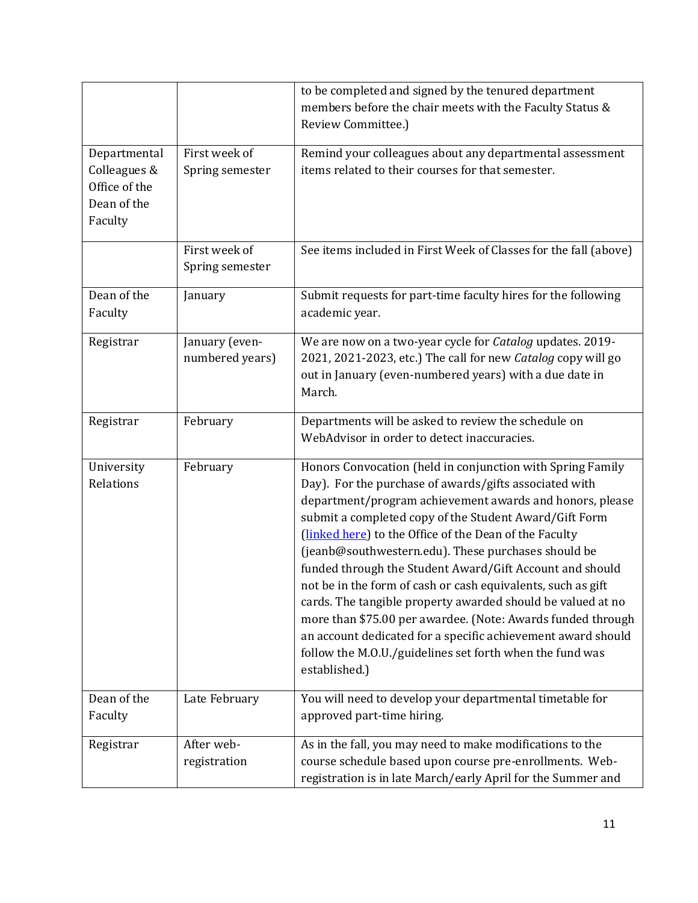| | | |
|---|---|---|
| | | to be completed and signed by the tenured department members before the chair meets with the Faculty Status & Review Committee.) |
| Departmental Colleagues & Office of the Dean of the Faculty | First week of Spring semester | Remind your colleagues about any departmental assessment items related to their courses for that semester. |
| | First week of Spring semester | See items included in First Week of Classes for the fall (above) |
| Dean of the Faculty | January | Submit requests for part-time faculty hires for the following academic year. |
| Registrar | January (even-numbered years) | We are now on a two-year cycle for *Catalog* updates. 2019-2021, 2021-2023, etc.) The call for new *Catalog* copy will go out in January (even-numbered years) with a due date in March. |
| Registrar | February | Departments will be asked to review the schedule on WebAdvisor in order to detect inaccuracies. |
| University Relations | February | Honors Convocation (held in conjunction with Spring Family Day). For the purchase of awards/gifts associated with department/program achievement awards and honors, please submit a completed copy of the Student Award/Gift Form (linked here) to the Office of the Dean of the Faculty (jeanb@southwestern.edu). These purchases should be funded through the Student Award/Gift Account and should not be in the form of cash or cash equivalents, such as gift cards. The tangible property awarded should be valued at no more than $75.00 per awardee. (Note: Awards funded through an account dedicated for a specific achievement award should follow the M.O.U./guidelines set forth when the fund was established.) |
| Dean of the Faculty | Late February | You will need to develop your departmental timetable for approved part-time hiring. |
| Registrar | After web-registration | As in the fall, you may need to make modifications to the course schedule based upon course pre-enrollments. Web-registration is in late March/early April for the Summer and |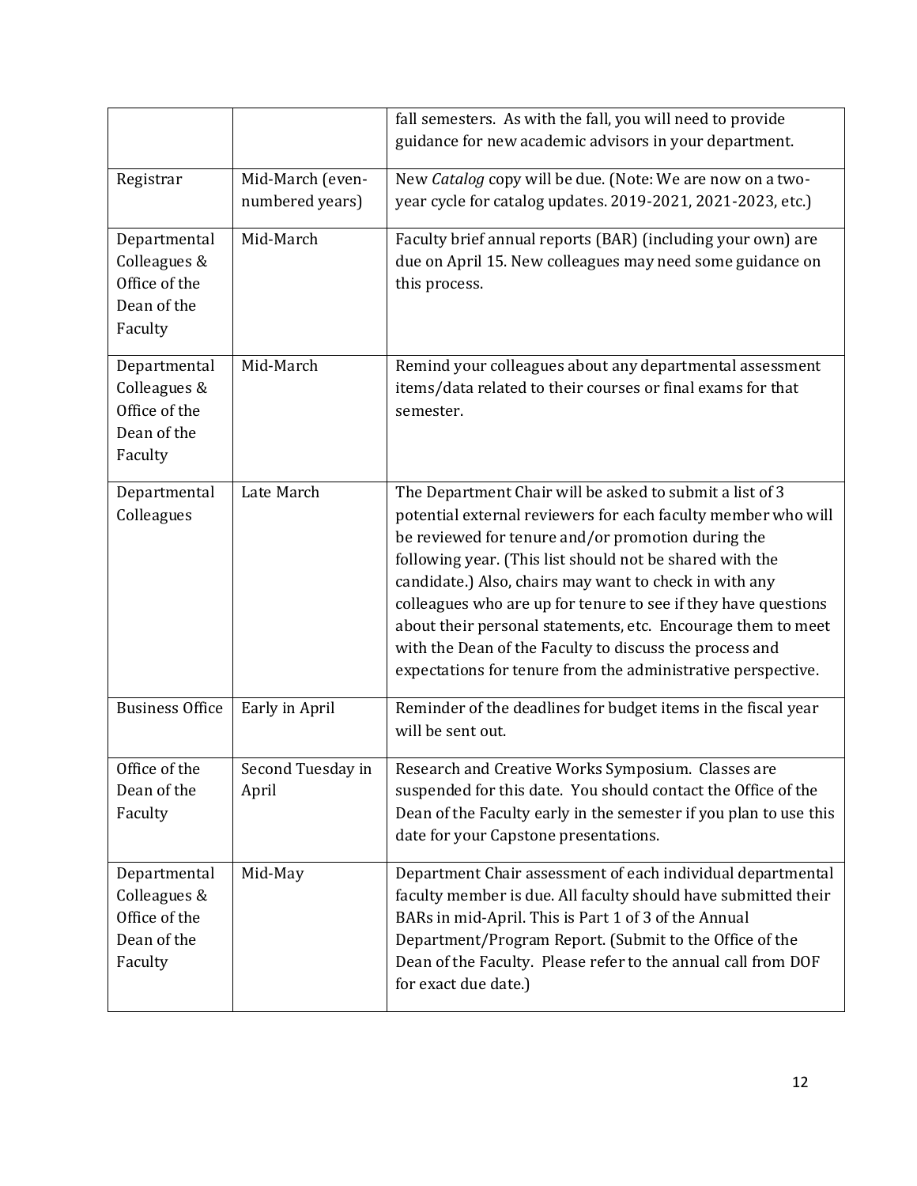| | | |
|---|---|---|
| | | fall semesters. As with the fall, you will need to provide guidance for new academic advisors in your department. |
| Registrar | Mid-March (even-numbered years) | New *Catalog* copy will be due. (Note: We are now on a two-year cycle for catalog updates. 2019-2021, 2021-2023, etc.) |
| Departmental Colleagues & Office of the Dean of the Faculty | Mid-March | Faculty brief annual reports (BAR) (including your own) are due on April 15. New colleagues may need some guidance on this process. |
| Departmental Colleagues & Office of the Dean of the Faculty | Mid-March | Remind your colleagues about any departmental assessment items/data related to their courses or final exams for that semester. |
| Departmental Colleagues | Late March | The Department Chair will be asked to submit a list of 3 potential external reviewers for each faculty member who will be reviewed for tenure and/or promotion during the following year. (This list should not be shared with the candidate.) Also, chairs may want to check in with any colleagues who are up for tenure to see if they have questions about their personal statements, etc. Encourage them to meet with the Dean of the Faculty to discuss the process and expectations for tenure from the administrative perspective. |
| Business Office | Early in April | Reminder of the deadlines for budget items in the fiscal year will be sent out. |
| Office of the Dean of the Faculty | Second Tuesday in April | Research and Creative Works Symposium. Classes are suspended for this date. You should contact the Office of the Dean of the Faculty early in the semester if you plan to use this date for your Capstone presentations. |
| Departmental Colleagues & Office of the Dean of the Faculty | Mid-May | Department Chair assessment of each individual departmental faculty member is due. All faculty should have submitted their BARs in mid-April. This is Part 1 of 3 of the Annual Department/Program Report. (Submit to the Office of the Dean of the Faculty. Please refer to the annual call from DOF for exact due date.) |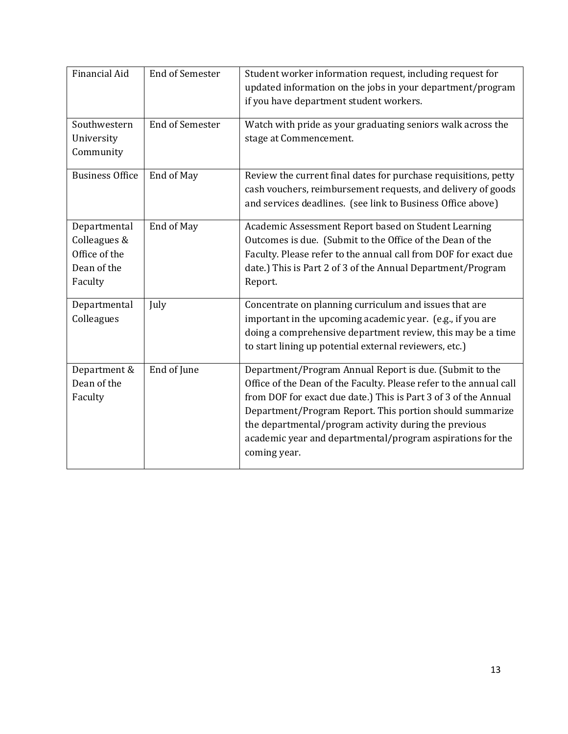| | | |
|---|---|---|
| Financial Aid | End of Semester | Student worker information request, including request for updated information on the jobs in your department/program if you have department student workers. |
| Southwestern University Community | End of Semester | Watch with pride as your graduating seniors walk across the stage at Commencement. |
| Business Office | End of May | Review the current final dates for purchase requisitions, petty cash vouchers, reimbursement requests, and delivery of goods and services deadlines. (see link to Business Office above) |
| Departmental Colleagues & Office of the Dean of the Faculty | End of May | Academic Assessment Report based on Student Learning Outcomes is due. (Submit to the Office of the Dean of the Faculty. Please refer to the annual call from DOF for exact due date.) This is Part 2 of 3 of the Annual Department/Program Report. |
| Departmental Colleagues | July | Concentrate on planning curriculum and issues that are important in the upcoming academic year. (e.g., if you are doing a comprehensive department review, this may be a time to start lining up potential external reviewers, etc.) |
| Department & Dean of the Faculty | End of June | Department/Program Annual Report is due. (Submit to the Office of the Dean of the Faculty. Please refer to the annual call from DOF for exact due date.) This is Part 3 of 3 of the Annual Department/Program Report. This portion should summarize the departmental/program activity during the previous academic year and departmental/program aspirations for the coming year. |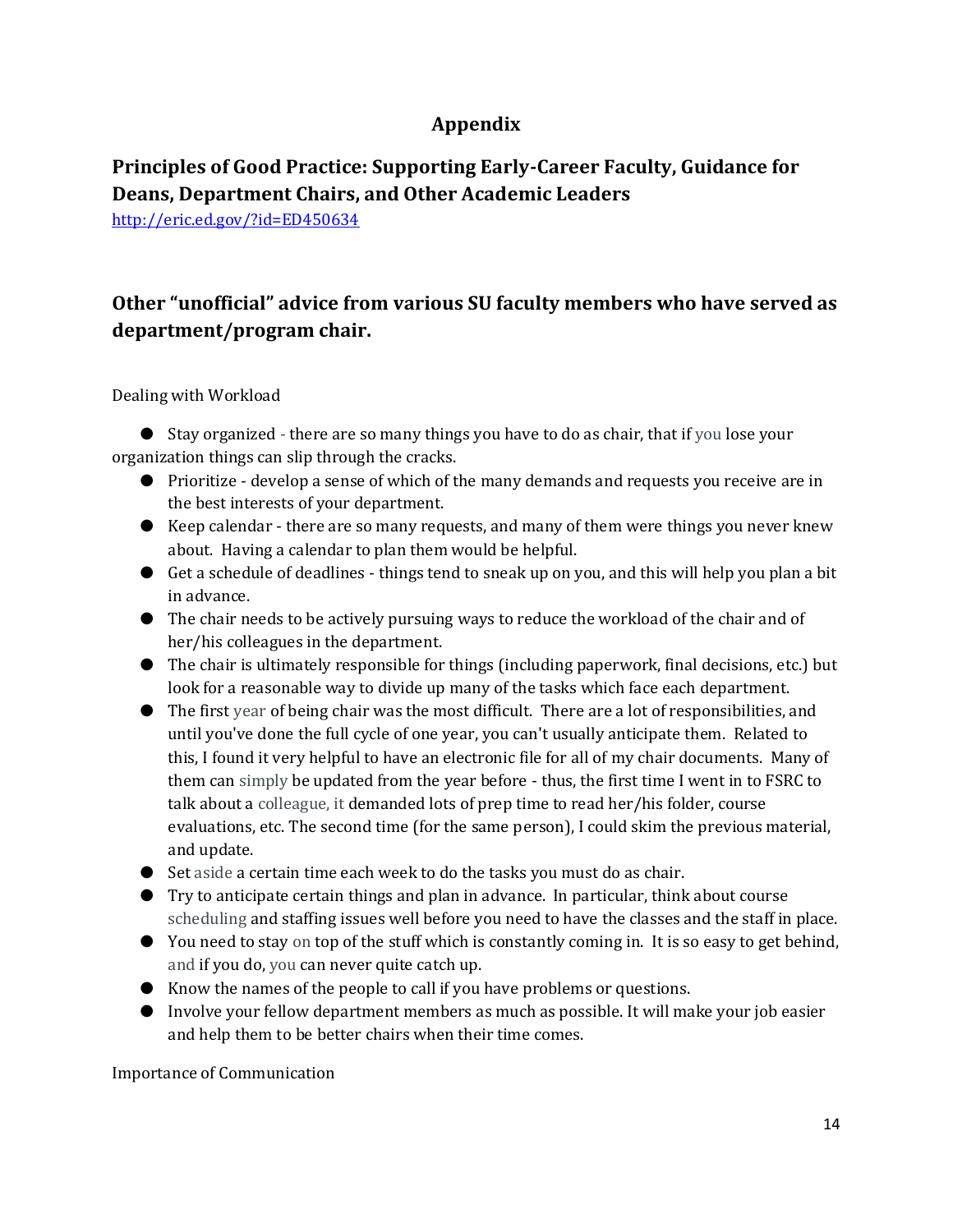# Appendix

## Principles of Good Practice: Supporting Early-Career Faculty, Guidance for Deans, Department Chairs, and Other Academic Leaders

http://eric.ed.gov/?id=ED450634

## Other "unofficial" advice from various SU faculty members who have served as department/program chair.

Dealing with Workload

- Stay organized - there are so many things you have to do as chair, that if you lose your organization things can slip through the cracks.
- Prioritize - develop a sense of which of the many demands and requests you receive are in the best interests of your department.
- Keep calendar - there are so many requests, and many of them were things you never knew about. Having a calendar to plan them would be helpful.
- Get a schedule of deadlines - things tend to sneak up on you, and this will help you plan a bit in advance.
- The chair needs to be actively pursuing ways to reduce the workload of the chair and of her/his colleagues in the department.
- The chair is ultimately responsible for things (including paperwork, final decisions, etc.) but look for a reasonable way to divide up many of the tasks which face each department.
- The first year of being chair was the most difficult. There are a lot of responsibilities, and until you've done the full cycle of one year, you can't usually anticipate them. Related to this, I found it very helpful to have an electronic file for all of my chair documents. Many of them can simply be updated from the year before - thus, the first time I went in to FSRC to talk about a colleague, it demanded lots of prep time to read her/his folder, course evaluations, etc. The second time (for the same person), I could skim the previous material, and update.
- Set aside a certain time each week to do the tasks you must do as chair.
- Try to anticipate certain things and plan in advance. In particular, think about course scheduling and staffing issues well before you need to have the classes and the staff in place.
- You need to stay on top of the stuff which is constantly coming in. It is so easy to get behind, and if you do, you can never quite catch up.
- Know the names of the people to call if you have problems or questions.
- Involve your fellow department members as much as possible. It will make your job easier and help them to be better chairs when their time comes.

Importance of Communication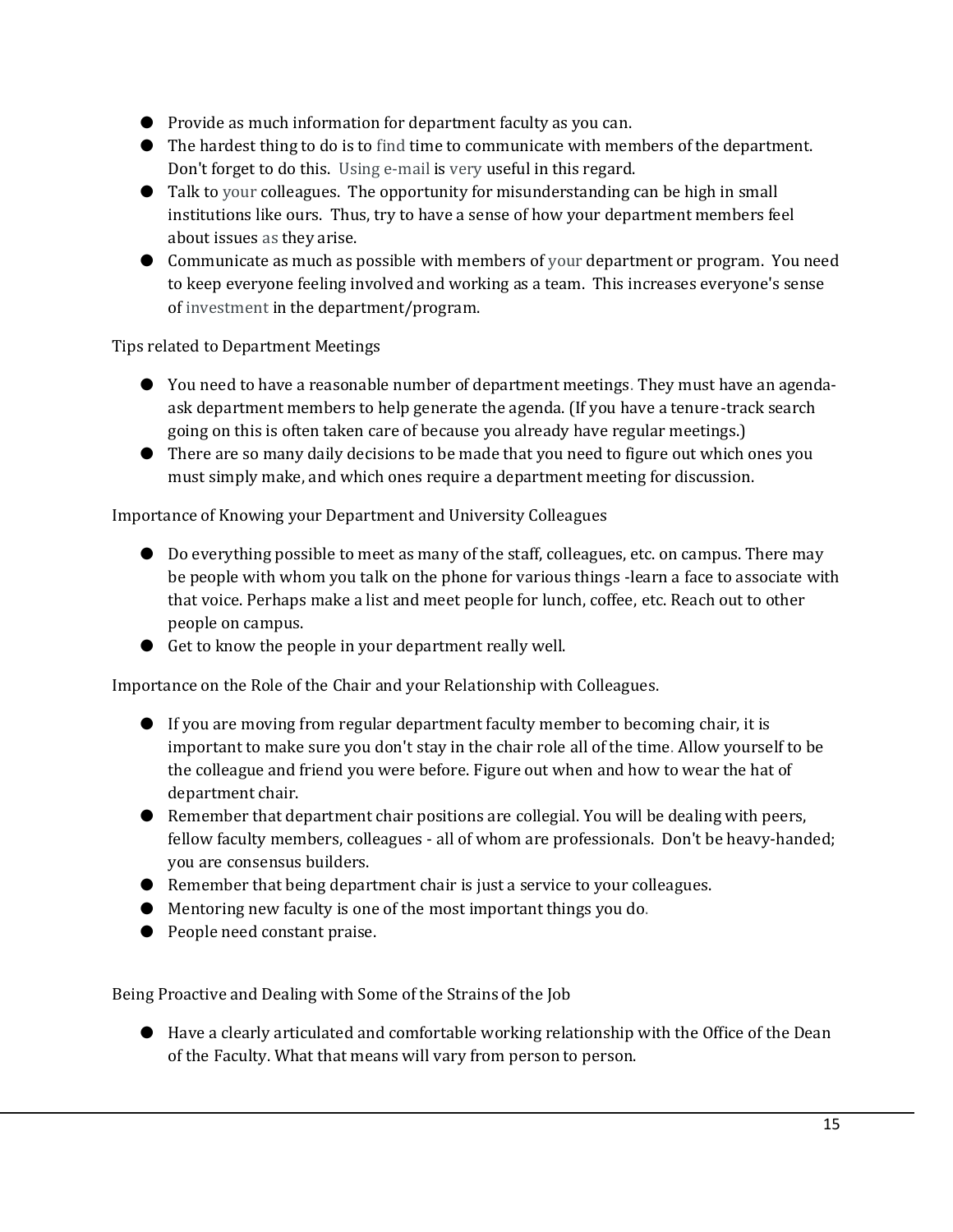- Provide as much information for department faculty as you can.
- The hardest thing to do is to find time to communicate with members of the department. Don't forget to do this. Using e-mail is very useful in this regard.
- Talk to your colleagues. The opportunity for misunderstanding can be high in small institutions like ours. Thus, try to have a sense of how your department members feel about issues as they arise.
- Communicate as much as possible with members of your department or program. You need to keep everyone feeling involved and working as a team. This increases everyone's sense of investment in the department/program.

Tips related to Department Meetings

- You need to have a reasonable number of department meetings. They must have an agenda-ask department members to help generate the agenda. (If you have a tenure-track search going on this is often taken care of because you already have regular meetings.)
- There are so many daily decisions to be made that you need to figure out which ones you must simply make, and which ones require a department meeting for discussion.

Importance of Knowing your Department and University Colleagues

- Do everything possible to meet as many of the staff, colleagues, etc. on campus. There may be people with whom you talk on the phone for various things -learn a face to associate with that voice. Perhaps make a list and meet people for lunch, coffee, etc. Reach out to other people on campus.
- Get to know the people in your department really well.

Importance on the Role of the Chair and your Relationship with Colleagues.

- If you are moving from regular department faculty member to becoming chair, it is important to make sure you don't stay in the chair role all of the time. Allow yourself to be the colleague and friend you were before. Figure out when and how to wear the hat of department chair.
- Remember that department chair positions are collegial. You will be dealing with peers, fellow faculty members, colleagues - all of whom are professionals. Don't be heavy-handed; you are consensus builders.
- Remember that being department chair is just a service to your colleagues.
- Mentoring new faculty is one of the most important things you do.
- People need constant praise.

Being Proactive and Dealing with Some of the Strains of the Job

- Have a clearly articulated and comfortable working relationship with the Office of the Dean of the Faculty. What that means will vary from person to person.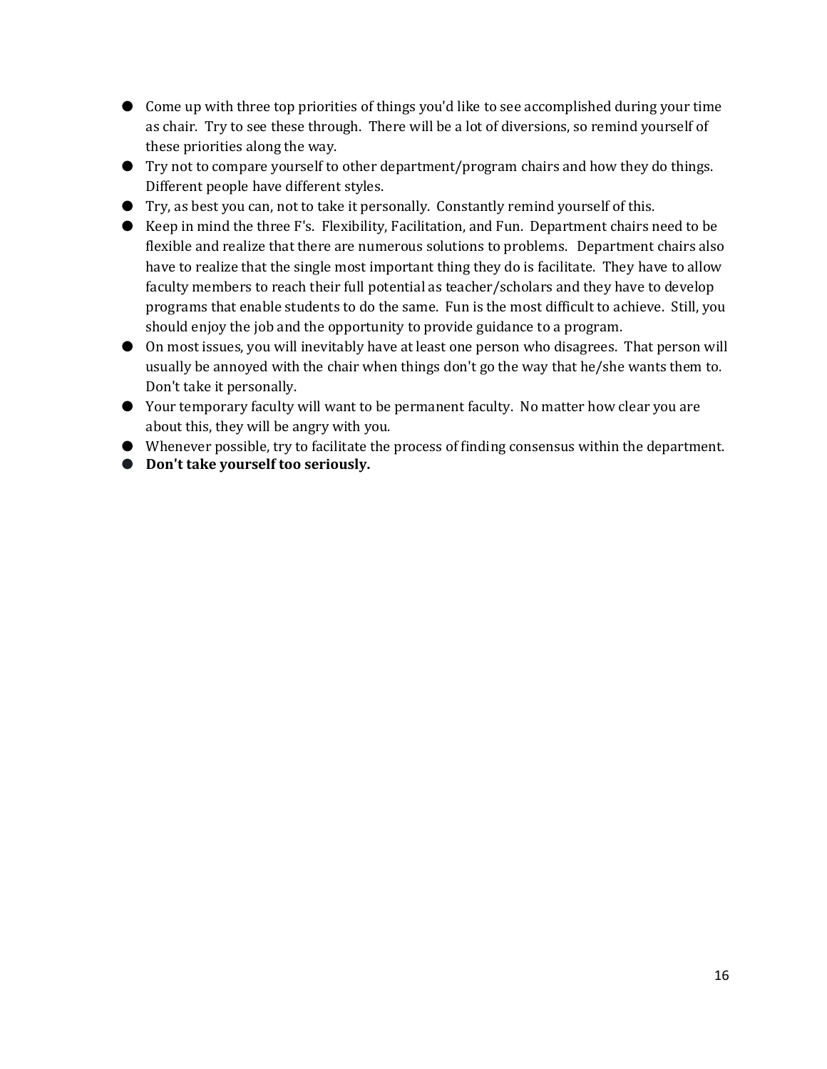- Come up with three top priorities of things you'd like to see accomplished during your time as chair. Try to see these through. There will be a lot of diversions, so remind yourself of these priorities along the way.
- Try not to compare yourself to other department/program chairs and how they do things. Different people have different styles.
- Try, as best you can, not to take it personally. Constantly remind yourself of this.
- Keep in mind the three F's. Flexibility, Facilitation, and Fun. Department chairs need to be flexible and realize that there are numerous solutions to problems. Department chairs also have to realize that the single most important thing they do is facilitate. They have to allow faculty members to reach their full potential as teacher/scholars and they have to develop programs that enable students to do the same. Fun is the most difficult to achieve. Still, you should enjoy the job and the opportunity to provide guidance to a program.
- On most issues, you will inevitably have at least one person who disagrees. That person will usually be annoyed with the chair when things don't go the way that he/she wants them to. Don't take it personally.
- Your temporary faculty will want to be permanent faculty. No matter how clear you are about this, they will be angry with you.
- Whenever possible, try to facilitate the process of finding consensus within the department.
- **Don't take yourself too seriously.**